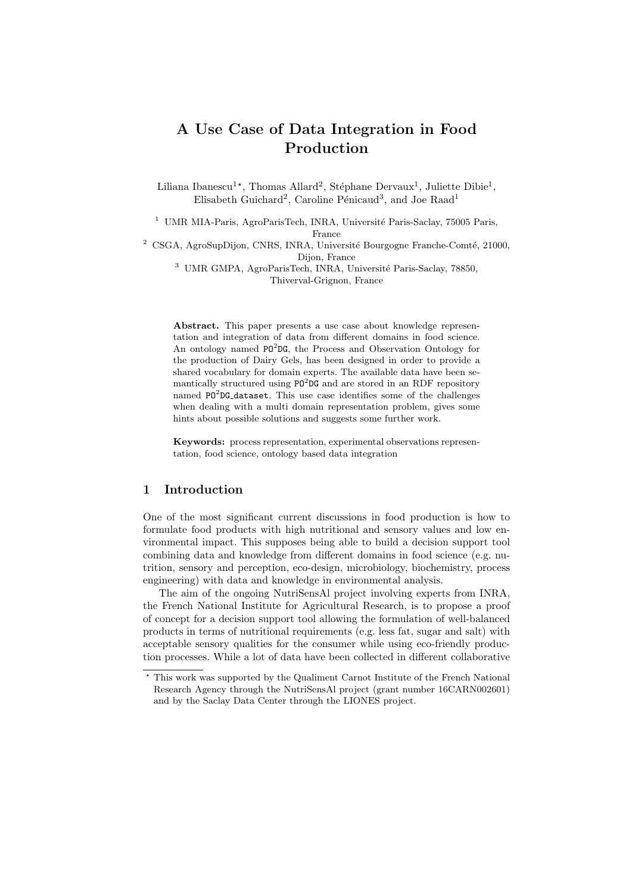# A Use Case of Data Integration in Food Production

Liliana Ibanescu[1*], Thomas Allard[2], Stéphane Dervaux[1], Juliette Dibie[1], Elisabeth Guichard[2], Caroline Pénicaud[3], and Joe Raad[1]

[1] UMR MIA-Paris, AgroParisTech, INRA, Université Paris-Saclay, 75005 Paris, France

[2] CSGA, AgroSupDijon, CNRS, INRA, Université Bourgogne Franche-Comté, 21000, Dijon, France

[3] UMR GMPA, AgroParisTech, INRA, Université Paris-Saclay, 78850, Thiverval-Grignon, France

**Abstract.** This paper presents a use case about knowledge representation and integration of data from different domains in food science. An ontology named `PO²DG`, the Process and Observation Ontology for the production of Dairy Gels, has been designed in order to provide a shared vocabulary for domain experts. The available data have been semantically structured using `PO²DG` and are stored in an RDF repository named `PO²DG_dataset`. This use case identifies some of the challenges when dealing with a multi domain representation problem, gives some hints about possible solutions and suggests some further work.

**Keywords:** process representation, experimental observations representation, food science, ontology based data integration

## 1 Introduction

One of the most significant current discussions in food production is how to formulate food products with high nutritional and sensory values and low environmental impact. This supposes being able to build a decision support tool combining data and knowledge from different domains in food science (e.g. nutrition, sensory and perception, eco-design, microbiology, biochemistry, process engineering) with data and knowledge in environmental analysis.

The aim of the ongoing NutriSensAl project involving experts from INRA, the French National Institute for Agricultural Research, is to propose a proof of concept for a decision support tool allowing the formulation of well-balanced products in terms of nutritional requirements (e.g. less fat, sugar and salt) with acceptable sensory qualities for the consumer while using eco-friendly production processes. While a lot of data have been collected in different collaborative

* This work was supported by the Qualiment Carnot Institute of the French National Research Agency through the NutriSensAl project (grant number 16CARN002601) and by the Saclay Data Center through the LIONES project.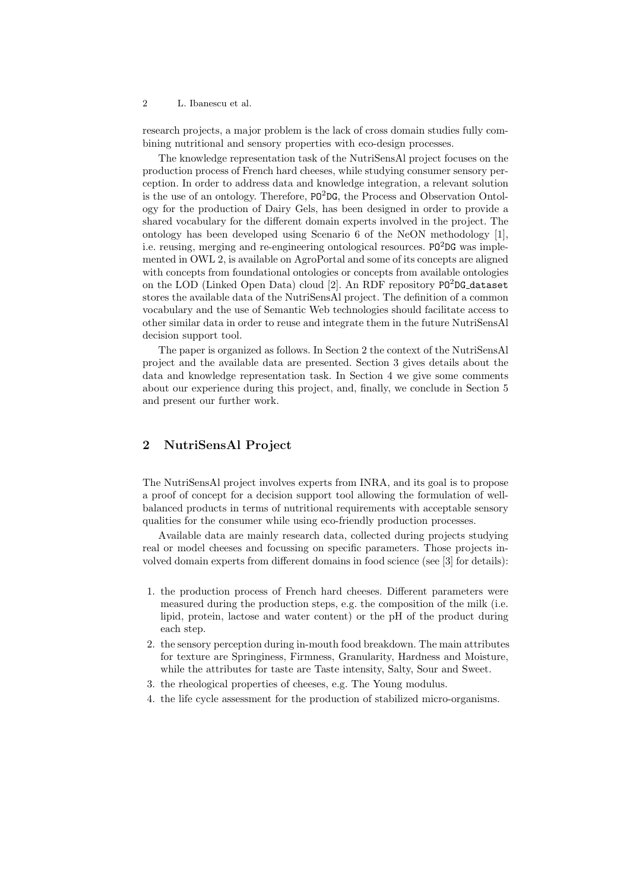research projects, a major problem is the lack of cross domain studies fully combining nutritional and sensory properties with eco-design processes.

The knowledge representation task of the NutriSensAl project focuses on the production process of French hard cheeses, while studying consumer sensory perception. In order to address data and knowledge integration, a relevant solution is the use of an ontology. Therefore, $\mathtt{PO^2DG}$, the Process and Observation Ontology for the production of Dairy Gels, has been designed in order to provide a shared vocabulary for the different domain experts involved in the project. The ontology has been developed using Scenario 6 of the NeON methodology [1], i.e. reusing, merging and re-engineering ontological resources. $\mathtt{PO^2DG}$ was implemented in OWL 2, is available on AgroPortal and some of its concepts are aligned with concepts from foundational ontologies or concepts from available ontologies on the LOD (Linked Open Data) cloud [2]. An RDF repository $\mathtt{PO^2DG\_dataset}$ stores the available data of the NutriSensAl project. The definition of a common vocabulary and the use of Semantic Web technologies should facilitate access to other similar data in order to reuse and integrate them in the future NutriSensAl decision support tool.

The paper is organized as follows. In Section 2 the context of the NutriSensAl project and the available data are presented. Section 3 gives details about the data and knowledge representation task. In Section 4 we give some comments about our experience during this project, and, finally, we conclude in Section 5 and present our further work.

## 2 NutriSensAl Project

The NutriSensAl project involves experts from INRA, and its goal is to propose a proof of concept for a decision support tool allowing the formulation of well-balanced products in terms of nutritional requirements with acceptable sensory qualities for the consumer while using eco-friendly production processes.

Available data are mainly research data, collected during projects studying real or model cheeses and focussing on specific parameters. Those projects involved domain experts from different domains in food science (see [3] for details):

1. the production process of French hard cheeses. Different parameters were measured during the production steps, e.g. the composition of the milk (i.e. lipid, protein, lactose and water content) or the pH of the product during each step.
2. the sensory perception during in-mouth food breakdown. The main attributes for texture are Springiness, Firmness, Granularity, Hardness and Moisture, while the attributes for taste are Taste intensity, Salty, Sour and Sweet.
3. the rheological properties of cheeses, e.g. The Young modulus.
4. the life cycle assessment for the production of stabilized micro-organisms.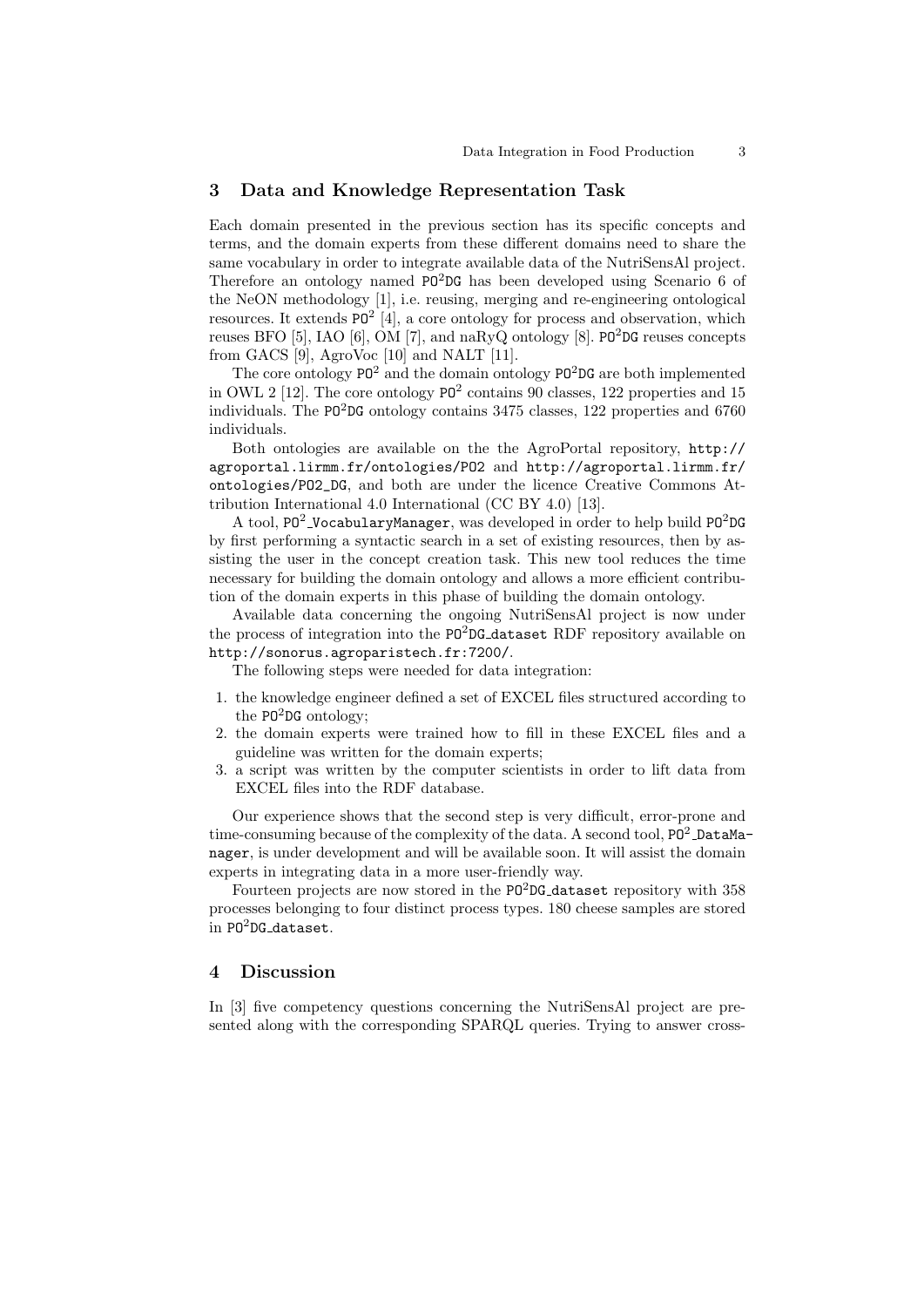## 3 Data and Knowledge Representation Task

Each domain presented in the previous section has its specific concepts and terms, and the domain experts from these different domains need to share the same vocabulary in order to integrate available data of the NutriSensAl project. Therefore an ontology named $\texttt{PO}^2\texttt{DG}$ has been developed using Scenario 6 of the NeON methodology [1], i.e. reusing, merging and re-engineering ontological resources. It extends $\texttt{PO}^2$ [4], a core ontology for process and observation, which reuses BFO [5], IAO [6], OM [7], and naRyQ ontology [8]. $\texttt{PO}^2\texttt{DG}$ reuses concepts from GACS [9], AgroVoc [10] and NALT [11].

The core ontology $\texttt{PO}^2$ and the domain ontology $\texttt{PO}^2\texttt{DG}$ are both implemented in OWL 2 [12]. The core ontology $\texttt{PO}^2$ contains 90 classes, 122 properties and 15 individuals. The $\texttt{PO}^2\texttt{DG}$ ontology contains 3475 classes, 122 properties and 6760 individuals.

Both ontologies are available on the the AgroPortal repository, `http://agroportal.lirmm.fr/ontologies/PO2` and `http://agroportal.lirmm.fr/ontologies/PO2_DG`, and both are under the licence Creative Commons Attribution International 4.0 International (CC BY 4.0) [13].

A tool, $\texttt{PO}^2$`_VocabularyManager`, was developed in order to help build $\texttt{PO}^2\texttt{DG}$ by first performing a syntactic search in a set of existing resources, then by assisting the user in the concept creation task. This new tool reduces the time necessary for building the domain ontology and allows a more efficient contribution of the domain experts in this phase of building the domain ontology.

Available data concerning the ongoing NutriSensAl project is now under the process of integration into the $\texttt{PO}^2\texttt{DG}$`_dataset` RDF repository available on `http://sonorus.agroparistech.fr:7200/`.

The following steps were needed for data integration:

1. the knowledge engineer defined a set of EXCEL files structured according to the $\texttt{PO}^2\texttt{DG}$ ontology;
2. the domain experts were trained how to fill in these EXCEL files and a guideline was written for the domain experts;
3. a script was written by the computer scientists in order to lift data from EXCEL files into the RDF database.

Our experience shows that the second step is very difficult, error-prone and time-consuming because of the complexity of the data. A second tool, $\texttt{PO}^2$`_DataManager`, is under development and will be available soon. It will assist the domain experts in integrating data in a more user-friendly way.

Fourteen projects are now stored in the $\texttt{PO}^2\texttt{DG}$`_dataset` repository with 358 processes belonging to four distinct process types. 180 cheese samples are stored in $\texttt{PO}^2\texttt{DG}$`_dataset`.

## 4 Discussion

In [3] five competency questions concerning the NutriSensAl project are presented along with the corresponding SPARQL queries. Trying to answer cross-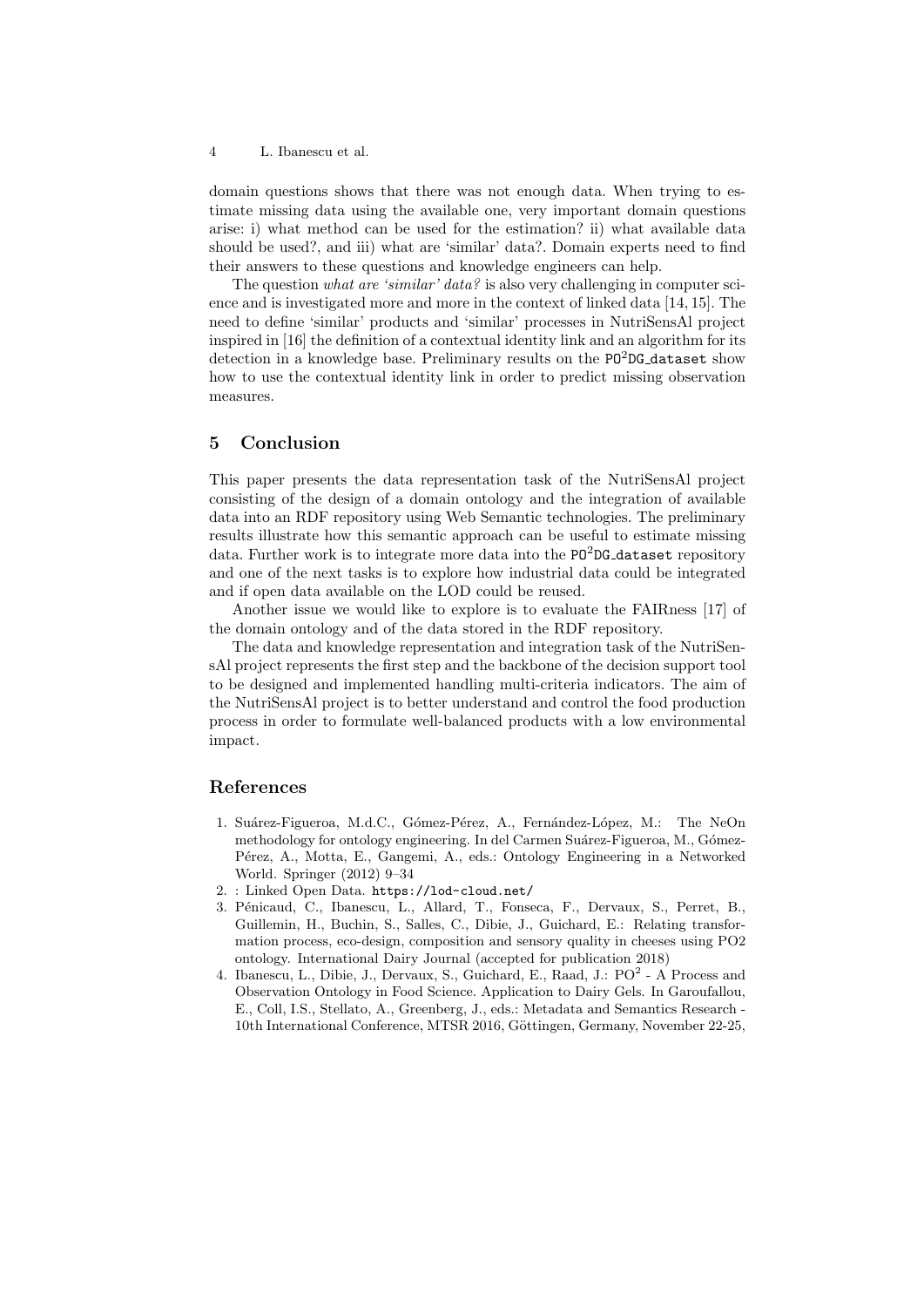domain questions shows that there was not enough data. When trying to estimate missing data using the available one, very important domain questions arise: i) what method can be used for the estimation? ii) what available data should be used?, and iii) what are 'similar' data?. Domain experts need to find their answers to these questions and knowledge engineers can help.

The question *what are 'similar' data?* is also very challenging in computer science and is investigated more and more in the context of linked data [14, 15]. The need to define 'similar' products and 'similar' processes in NutriSensAl project inspired in [16] the definition of a contextual identity link and an algorithm for its detection in a knowledge base. Preliminary results on the `PO²DG_dataset` show how to use the contextual identity link in order to predict missing observation measures.

## 5 Conclusion

This paper presents the data representation task of the NutriSensAl project consisting of the design of a domain ontology and the integration of available data into an RDF repository using Web Semantic technologies. The preliminary results illustrate how this semantic approach can be useful to estimate missing data. Further work is to integrate more data into the `PO²DG_dataset` repository and one of the next tasks is to explore how industrial data could be integrated and if open data available on the LOD could be reused.

Another issue we would like to explore is to evaluate the FAIRness [17] of the domain ontology and of the data stored in the RDF repository.

The data and knowledge representation and integration task of the NutriSensAl project represents the first step and the backbone of the decision support tool to be designed and implemented handling multi-criteria indicators. The aim of the NutriSensAl project is to better understand and control the food production process in order to formulate well-balanced products with a low environmental impact.

## References

1. Suárez-Figueroa, M.d.C., Gómez-Pérez, A., Fernández-López, M.: The NeOn methodology for ontology engineering. In del Carmen Suárez-Figueroa, M., Gómez-Pérez, A., Motta, E., Gangemi, A., eds.: Ontology Engineering in a Networked World. Springer (2012) 9–34
2. : Linked Open Data. `https://lod-cloud.net/`
3. Pénicaud, C., Ibanescu, L., Allard, T., Fonseca, F., Dervaux, S., Perret, B., Guillemin, H., Buchin, S., Salles, C., Dibie, J., Guichard, E.: Relating transformation process, eco-design, composition and sensory quality in cheeses using PO2 ontology. International Dairy Journal (accepted for publication 2018)
4. Ibanescu, L., Dibie, J., Dervaux, S., Guichard, E., Raad, J.: PO² - A Process and Observation Ontology in Food Science. Application to Dairy Gels. In Garoufallou, E., Coll, I.S., Stellato, A., Greenberg, J., eds.: Metadata and Semantics Research - 10th International Conference, MTSR 2016, Göttingen, Germany, November 22-25,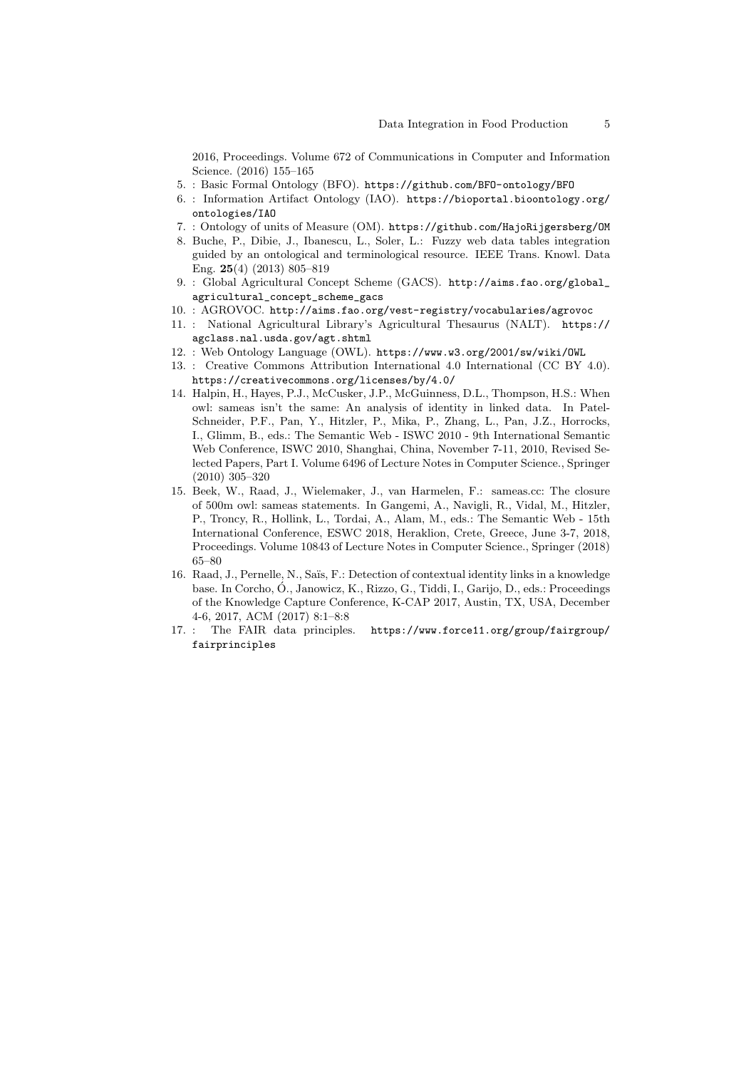2016, Proceedings. Volume 672 of Communications in Computer and Information Science. (2016) 155–165

5. : Basic Formal Ontology (BFO). https://github.com/BFO-ontology/BFO
6. : Information Artifact Ontology (IAO). https://bioportal.bioontology.org/ontologies/IAO
7. : Ontology of units of Measure (OM). https://github.com/HajoRijgersberg/OM
8. Buche, P., Dibie, J., Ibanescu, L., Soler, L.: Fuzzy web data tables integration guided by an ontological and terminological resource. IEEE Trans. Knowl. Data Eng. **25**(4) (2013) 805–819
9. : Global Agricultural Concept Scheme (GACS). http://aims.fao.org/global_agricultural_concept_scheme_gacs
10. : AGROVOC. http://aims.fao.org/vest-registry/vocabularies/agrovoc
11. : National Agricultural Library's Agricultural Thesaurus (NALT). https://agclass.nal.usda.gov/agt.shtml
12. : Web Ontology Language (OWL). https://www.w3.org/2001/sw/wiki/OWL
13. : Creative Commons Attribution International 4.0 International (CC BY 4.0). https://creativecommons.org/licenses/by/4.0/
14. Halpin, H., Hayes, P.J., McCusker, J.P., McGuinness, D.L., Thompson, H.S.: When owl: sameas isn't the same: An analysis of identity in linked data. In Patel-Schneider, P.F., Pan, Y., Hitzler, P., Mika, P., Zhang, L., Pan, J.Z., Horrocks, I., Glimm, B., eds.: The Semantic Web - ISWC 2010 - 9th International Semantic Web Conference, ISWC 2010, Shanghai, China, November 7-11, 2010, Revised Selected Papers, Part I. Volume 6496 of Lecture Notes in Computer Science., Springer (2010) 305–320
15. Beek, W., Raad, J., Wielemaker, J., van Harmelen, F.: sameas.cc: The closure of 500m owl: sameas statements. In Gangemi, A., Navigli, R., Vidal, M., Hitzler, P., Troncy, R., Hollink, L., Tordai, A., Alam, M., eds.: The Semantic Web - 15th International Conference, ESWC 2018, Heraklion, Crete, Greece, June 3-7, 2018, Proceedings. Volume 10843 of Lecture Notes in Computer Science., Springer (2018) 65–80
16. Raad, J., Pernelle, N., Saïs, F.: Detection of contextual identity links in a knowledge base. In Corcho, Ó., Janowicz, K., Rizzo, G., Tiddi, I., Garijo, D., eds.: Proceedings of the Knowledge Capture Conference, K-CAP 2017, Austin, TX, USA, December 4-6, 2017, ACM (2017) 8:1–8:8
17. : The FAIR data principles. https://www.force11.org/group/fairgroup/fairprinciples